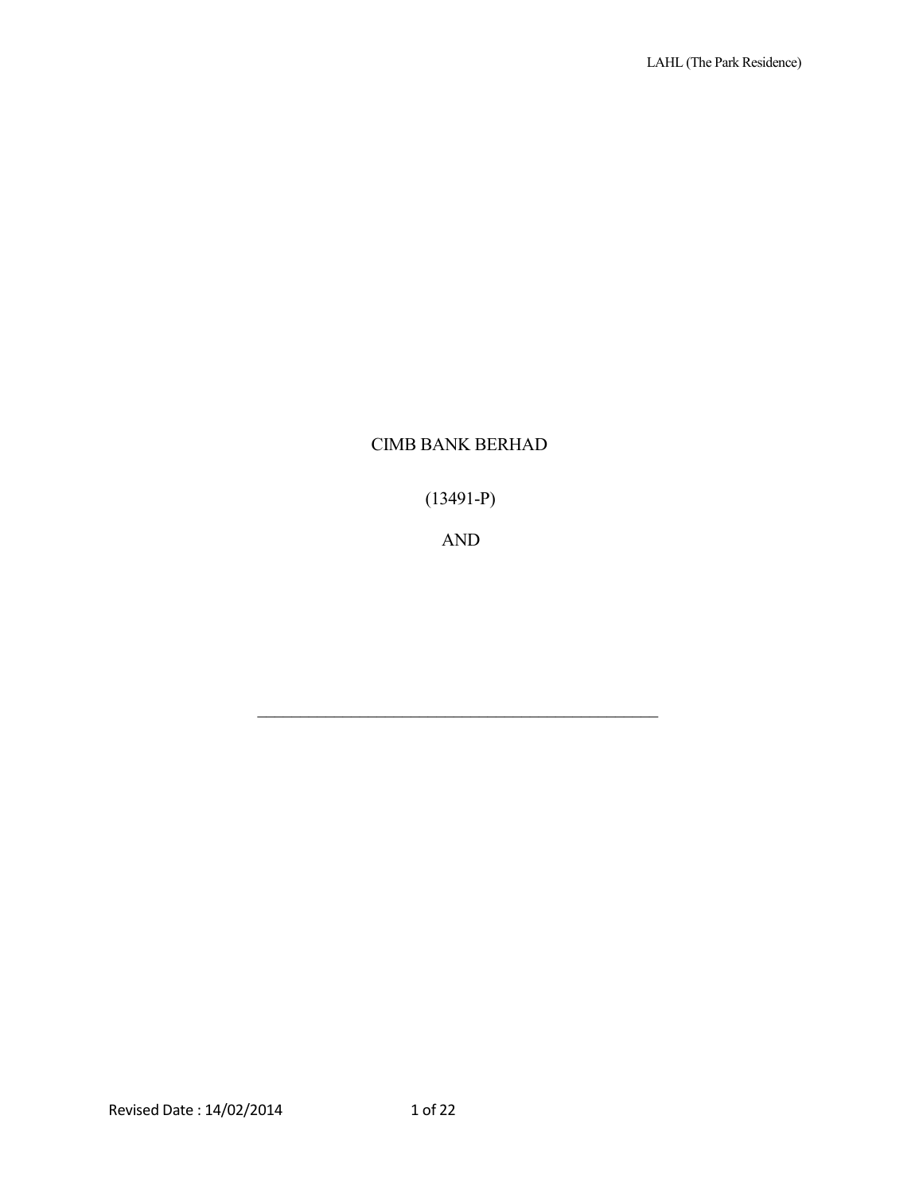CIMB BANK BERHAD

(13491-P)

AND

\_\_\_\_\_\_\_\_\_\_\_\_\_\_\_\_\_\_\_\_\_\_\_\_\_\_\_\_\_\_\_\_\_\_\_\_\_\_\_\_\_\_\_\_\_\_\_\_\_\_

Revised Date : 14/02/2014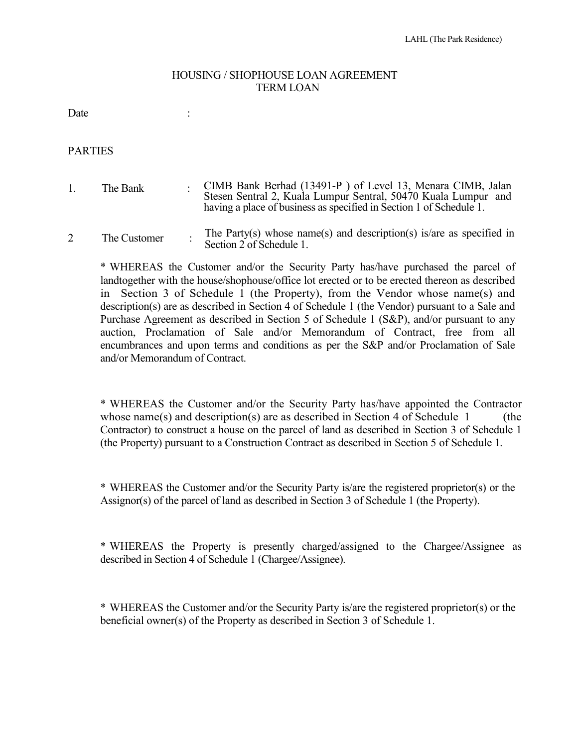# HOUSING / SHOPHOUSE LOAN AGREEMENT
## TERM LOAN

Date :

PARTIES

1. The Bank : CIMB Bank Berhad (13491-P ) of Level 13, Menara CIMB, Jalan Stesen Sentral 2, Kuala Lumpur Sentral, 50470 Kuala Lumpur and having a place of business as specified in Section 1 of Schedule 1.

2 The Customer : The Party(s) whose name(s) and description(s) is/are as specified in Section 2 of Schedule 1.

* WHEREAS the Customer and/or the Security Party has/have purchased the parcel of landtogether with the house/shophouse/office lot erected or to be erected thereon as described in Section 3 of Schedule 1 (the Property), from the Vendor whose name(s) and description(s) are as described in Section 4 of Schedule 1 (the Vendor) pursuant to a Sale and Purchase Agreement as described in Section 5 of Schedule 1 (S&P), and/or pursuant to any auction, Proclamation of Sale and/or Memorandum of Contract, free from all encumbrances and upon terms and conditions as per the S&P and/or Proclamation of Sale and/or Memorandum of Contract.

* WHEREAS the Customer and/or the Security Party has/have appointed the Contractor whose name(s) and description(s) are as described in Section 4 of Schedule 1 (the Contractor) to construct a house on the parcel of land as described in Section 3 of Schedule 1 (the Property) pursuant to a Construction Contract as described in Section 5 of Schedule 1.

* WHEREAS the Customer and/or the Security Party is/are the registered proprietor(s) or the Assignor(s) of the parcel of land as described in Section 3 of Schedule 1 (the Property).

* WHEREAS the Property is presently charged/assigned to the Chargee/Assignee as described in Section 4 of Schedule 1 (Chargee/Assignee).

* WHEREAS the Customer and/or the Security Party is/are the registered proprietor(s) or the beneficial owner(s) of the Property as described in Section 3 of Schedule 1.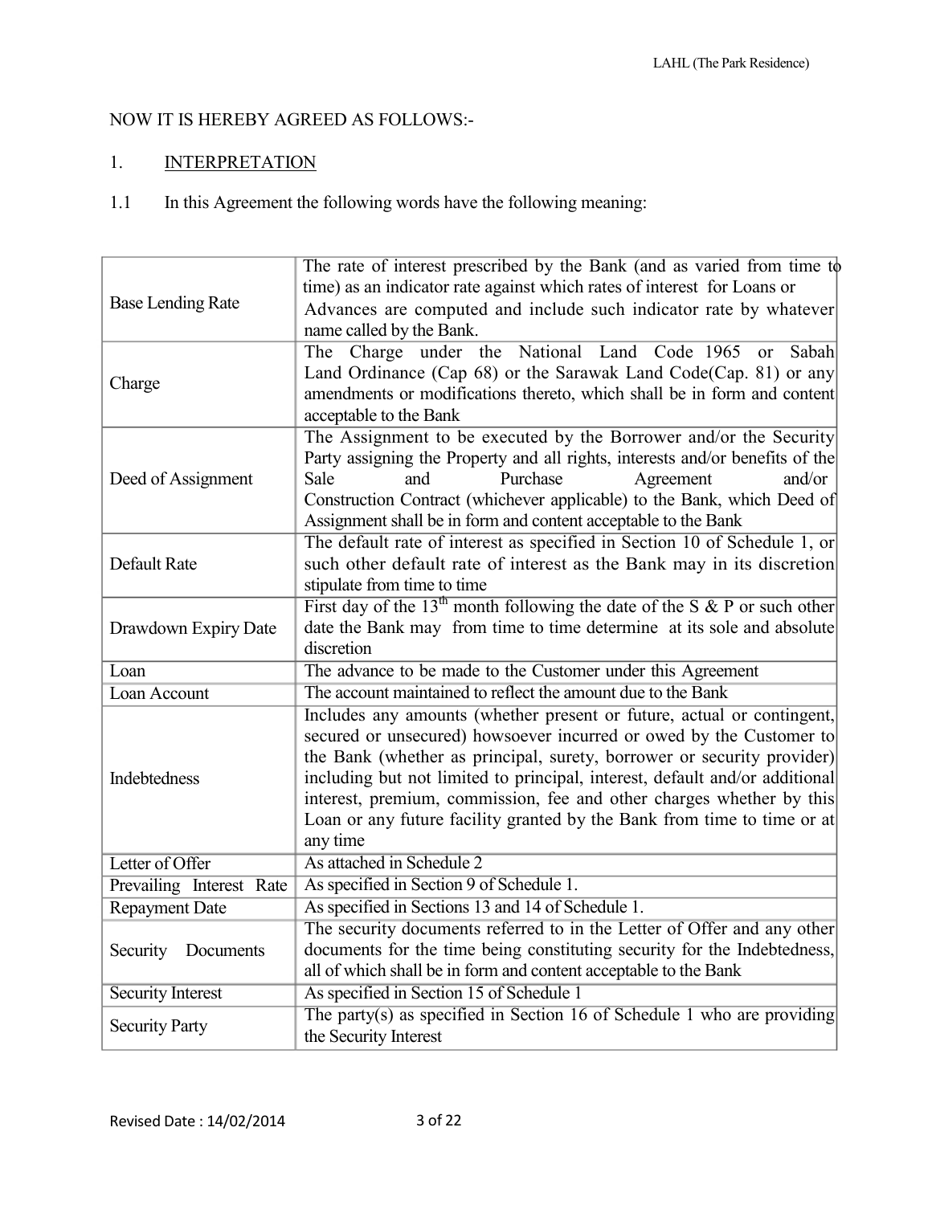NOW IT IS HEREBY AGREED AS FOLLOWS:-

## 1. INTERPRETATION

1.1 In this Agreement the following words have the following meaning:

| | |
|---|---|
| Base Lending Rate | The rate of interest prescribed by the Bank (and as varied from time to time) as an indicator rate against which rates of interest for Loans or Advances are computed and include such indicator rate by whatever name called by the Bank. |
| Charge | The Charge under the National Land Code 1965 or Sabah Land Ordinance (Cap 68) or the Sarawak Land Code(Cap. 81) or any amendments or modifications thereto, which shall be in form and content acceptable to the Bank |
| Deed of Assignment | The Assignment to be executed by the Borrower and/or the Security Party assigning the Property and all rights, interests and/or benefits of the Sale and Purchase Agreement and/or Construction Contract (whichever applicable) to the Bank, which Deed of Assignment shall be in form and content acceptable to the Bank |
| Default Rate | The default rate of interest as specified in Section 10 of Schedule 1, or such other default rate of interest as the Bank may in its discretion stipulate from time to time |
| Drawdown Expiry Date | First day of the 13th month following the date of the S & P or such other date the Bank may from time to time determine at its sole and absolute discretion |
| Loan | The advance to be made to the Customer under this Agreement |
| Loan Account | The account maintained to reflect the amount due to the Bank |
| Indebtedness | Includes any amounts (whether present or future, actual or contingent, secured or unsecured) howsoever incurred or owed by the Customer to the Bank (whether as principal, surety, borrower or security provider) including but not limited to principal, interest, default and/or additional interest, premium, commission, fee and other charges whether by this Loan or any future facility granted by the Bank from time to time or at any time |
| Letter of Offer | As attached in Schedule 2 |
| Prevailing Interest Rate | As specified in Section 9 of Schedule 1. |
| Repayment Date | As specified in Sections 13 and 14 of Schedule 1. |
| Security Documents | The security documents referred to in the Letter of Offer and any other documents for the time being constituting security for the Indebtedness, all of which shall be in form and content acceptable to the Bank |
| Security Interest | As specified in Section 15 of Schedule 1 |
| Security Party | The party(s) as specified in Section 16 of Schedule 1 who are providing the Security Interest |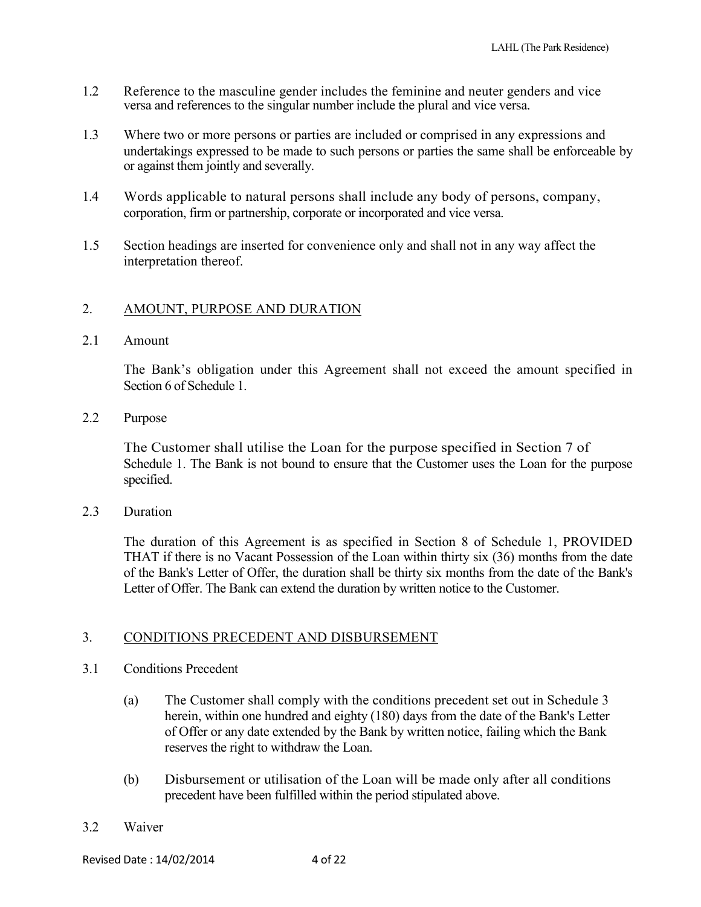1.2 Reference to the masculine gender includes the feminine and neuter genders and vice versa and references to the singular number include the plural and vice versa.

1.3 Where two or more persons or parties are included or comprised in any expressions and undertakings expressed to be made to such persons or parties the same shall be enforceable by or against them jointly and severally.

1.4 Words applicable to natural persons shall include any body of persons, company, corporation, firm or partnership, corporate or incorporated and vice versa.

1.5 Section headings are inserted for convenience only and shall not in any way affect the interpretation thereof.

## 2. AMOUNT, PURPOSE AND DURATION

2.1 Amount

The Bank's obligation under this Agreement shall not exceed the amount specified in Section 6 of Schedule 1.

2.2 Purpose

The Customer shall utilise the Loan for the purpose specified in Section 7 of Schedule 1. The Bank is not bound to ensure that the Customer uses the Loan for the purpose specified.

2.3 Duration

The duration of this Agreement is as specified in Section 8 of Schedule 1, PROVIDED THAT if there is no Vacant Possession of the Loan within thirty six (36) months from the date of the Bank's Letter of Offer, the duration shall be thirty six months from the date of the Bank's Letter of Offer. The Bank can extend the duration by written notice to the Customer.

## 3. CONDITIONS PRECEDENT AND DISBURSEMENT

3.1 Conditions Precedent

(a) The Customer shall comply with the conditions precedent set out in Schedule 3 herein, within one hundred and eighty (180) days from the date of the Bank's Letter of Offer or any date extended by the Bank by written notice, failing which the Bank reserves the right to withdraw the Loan.

(b) Disbursement or utilisation of the Loan will be made only after all conditions precedent have been fulfilled within the period stipulated above.

3.2 Waiver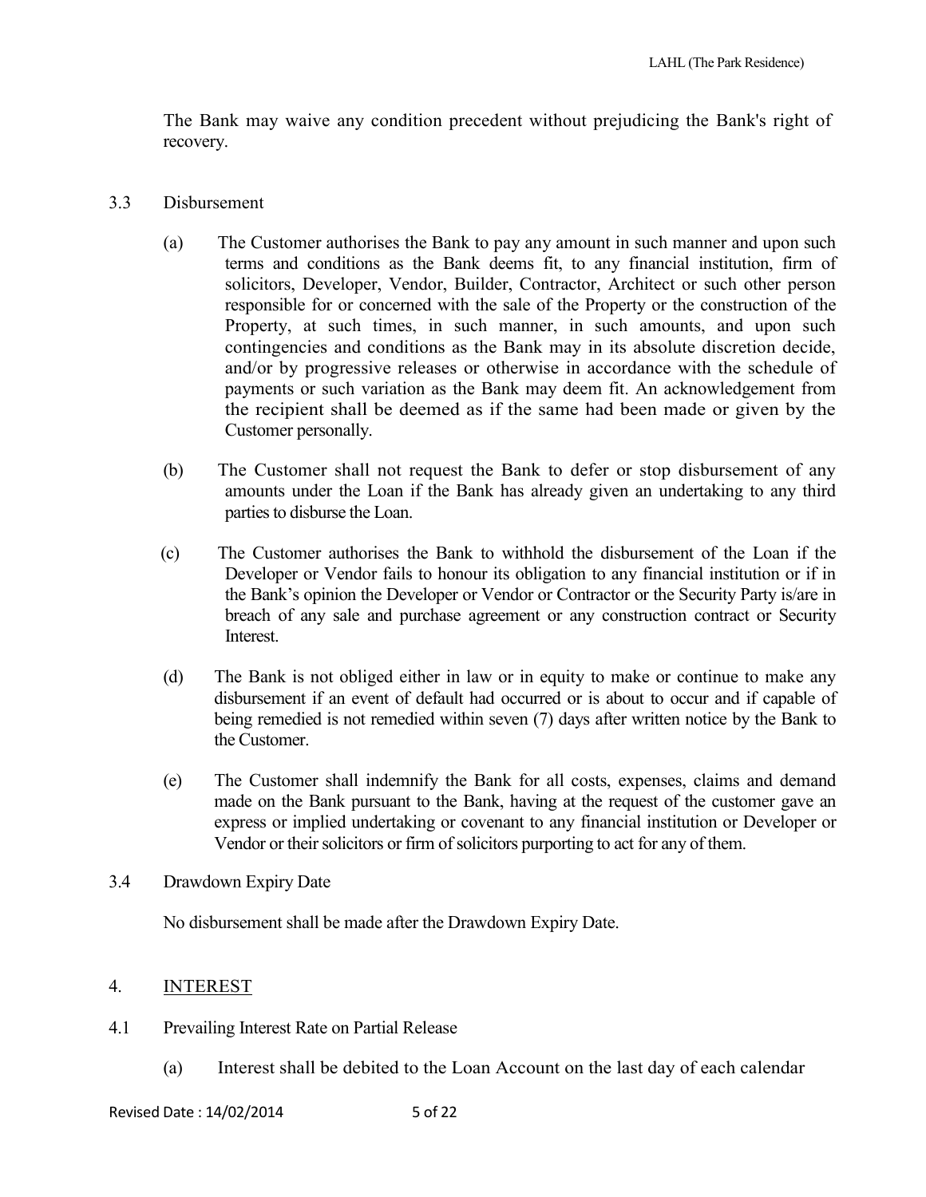The Bank may waive any condition precedent without prejudicing the Bank's right of recovery.

3.3 Disbursement

(a) The Customer authorises the Bank to pay any amount in such manner and upon such terms and conditions as the Bank deems fit, to any financial institution, firm of solicitors, Developer, Vendor, Builder, Contractor, Architect or such other person responsible for or concerned with the sale of the Property or the construction of the Property, at such times, in such manner, in such amounts, and upon such contingencies and conditions as the Bank may in its absolute discretion decide, and/or by progressive releases or otherwise in accordance with the schedule of payments or such variation as the Bank may deem fit. An acknowledgement from the recipient shall be deemed as if the same had been made or given by the Customer personally.

(b) The Customer shall not request the Bank to defer or stop disbursement of any amounts under the Loan if the Bank has already given an undertaking to any third parties to disburse the Loan.

(c) The Customer authorises the Bank to withhold the disbursement of the Loan if the Developer or Vendor fails to honour its obligation to any financial institution or if in the Bank's opinion the Developer or Vendor or Contractor or the Security Party is/are in breach of any sale and purchase agreement or any construction contract or Security Interest.

(d) The Bank is not obliged either in law or in equity to make or continue to make any disbursement if an event of default had occurred or is about to occur and if capable of being remedied is not remedied within seven (7) days after written notice by the Bank to the Customer.

(e) The Customer shall indemnify the Bank for all costs, expenses, claims and demand made on the Bank pursuant to the Bank, having at the request of the customer gave an express or implied undertaking or covenant to any financial institution or Developer or Vendor or their solicitors or firm of solicitors purporting to act for any of them.

3.4 Drawdown Expiry Date

No disbursement shall be made after the Drawdown Expiry Date.

## 4. INTEREST

4.1 Prevailing Interest Rate on Partial Release

(a) Interest shall be debited to the Loan Account on the last day of each calendar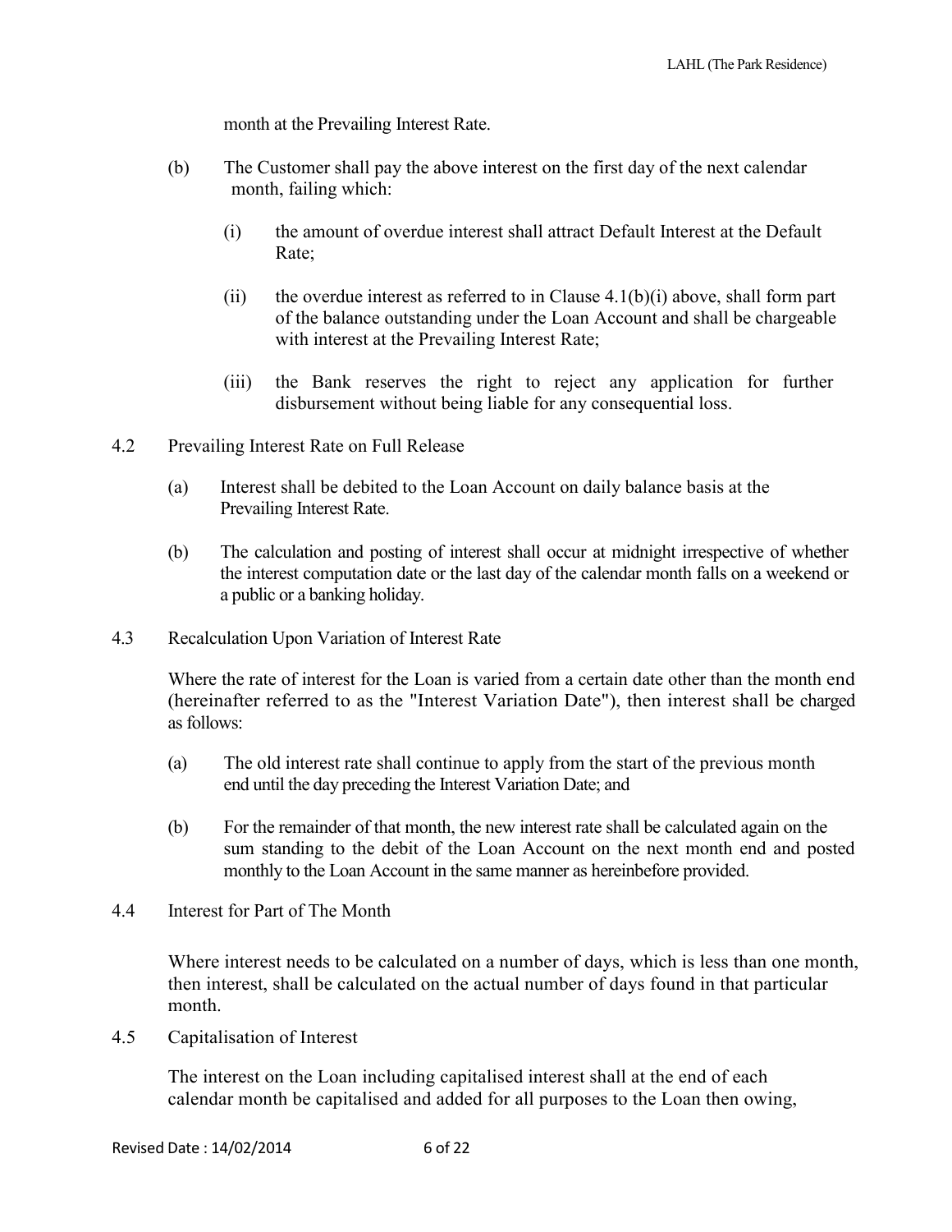month at the Prevailing Interest Rate.

(b) The Customer shall pay the above interest on the first day of the next calendar month, failing which:

(i) the amount of overdue interest shall attract Default Interest at the Default Rate;

(ii) the overdue interest as referred to in Clause 4.1(b)(i) above, shall form part of the balance outstanding under the Loan Account and shall be chargeable with interest at the Prevailing Interest Rate;

(iii) the Bank reserves the right to reject any application for further disbursement without being liable for any consequential loss.

4.2 Prevailing Interest Rate on Full Release

(a) Interest shall be debited to the Loan Account on daily balance basis at the Prevailing Interest Rate.

(b) The calculation and posting of interest shall occur at midnight irrespective of whether the interest computation date or the last day of the calendar month falls on a weekend or a public or a banking holiday.

4.3 Recalculation Upon Variation of Interest Rate

Where the rate of interest for the Loan is varied from a certain date other than the month end (hereinafter referred to as the "Interest Variation Date"), then interest shall be charged as follows:

(a) The old interest rate shall continue to apply from the start of the previous month end until the day preceding the Interest Variation Date; and

(b) For the remainder of that month, the new interest rate shall be calculated again on the sum standing to the debit of the Loan Account on the next month end and posted monthly to the Loan Account in the same manner as hereinbefore provided.

4.4 Interest for Part of The Month

Where interest needs to be calculated on a number of days, which is less than one month, then interest, shall be calculated on the actual number of days found in that particular month.

4.5 Capitalisation of Interest

The interest on the Loan including capitalised interest shall at the end of each calendar month be capitalised and added for all purposes to the Loan then owing,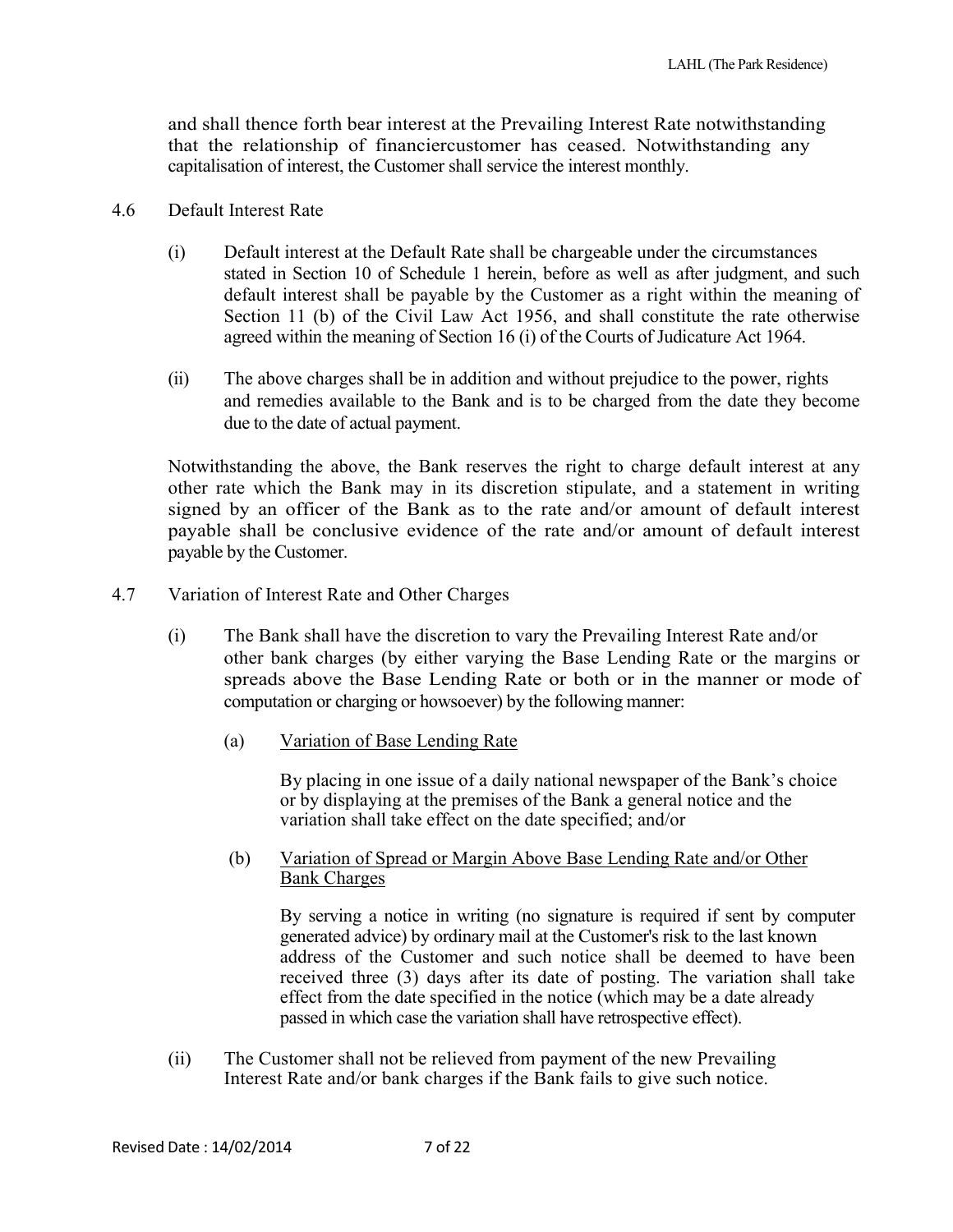and shall thence forth bear interest at the Prevailing Interest Rate notwithstanding that the relationship of financiercustomer has ceased. Notwithstanding any capitalisation of interest, the Customer shall service the interest monthly.

4.6 Default Interest Rate

(i) Default interest at the Default Rate shall be chargeable under the circumstances stated in Section 10 of Schedule 1 herein, before as well as after judgment, and such default interest shall be payable by the Customer as a right within the meaning of Section 11 (b) of the Civil Law Act 1956, and shall constitute the rate otherwise agreed within the meaning of Section 16 (i) of the Courts of Judicature Act 1964.

(ii) The above charges shall be in addition and without prejudice to the power, rights and remedies available to the Bank and is to be charged from the date they become due to the date of actual payment.

Notwithstanding the above, the Bank reserves the right to charge default interest at any other rate which the Bank may in its discretion stipulate, and a statement in writing signed by an officer of the Bank as to the rate and/or amount of default interest payable shall be conclusive evidence of the rate and/or amount of default interest payable by the Customer.

4.7 Variation of Interest Rate and Other Charges

(i) The Bank shall have the discretion to vary the Prevailing Interest Rate and/or other bank charges (by either varying the Base Lending Rate or the margins or spreads above the Base Lending Rate or both or in the manner or mode of computation or charging or howsoever) by the following manner:

(a) <u>Variation of Base Lending Rate</u>

By placing in one issue of a daily national newspaper of the Bank's choice or by displaying at the premises of the Bank a general notice and the variation shall take effect on the date specified; and/or

(b) <u>Variation of Spread or Margin Above Base Lending Rate and/or Other Bank Charges</u>

By serving a notice in writing (no signature is required if sent by computer generated advice) by ordinary mail at the Customer's risk to the last known address of the Customer and such notice shall be deemed to have been received three (3) days after its date of posting. The variation shall take effect from the date specified in the notice (which may be a date already passed in which case the variation shall have retrospective effect).

(ii) The Customer shall not be relieved from payment of the new Prevailing Interest Rate and/or bank charges if the Bank fails to give such notice.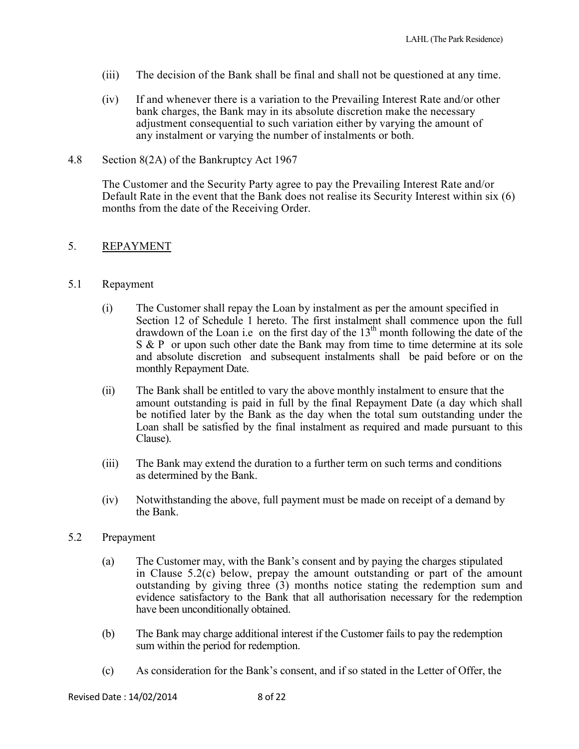(iii) The decision of the Bank shall be final and shall not be questioned at any time.

(iv) If and whenever there is a variation to the Prevailing Interest Rate and/or other bank charges, the Bank may in its absolute discretion make the necessary adjustment consequential to such variation either by varying the amount of any instalment or varying the number of instalments or both.

4.8 Section 8(2A) of the Bankruptcy Act 1967

The Customer and the Security Party agree to pay the Prevailing Interest Rate and/or Default Rate in the event that the Bank does not realise its Security Interest within six (6) months from the date of the Receiving Order.

## 5. REPAYMENT

5.1 Repayment

(i) The Customer shall repay the Loan by instalment as per the amount specified in Section 12 of Schedule 1 hereto. The first instalment shall commence upon the full drawdown of the Loan i.e on the first day of the 13th month following the date of the S & P or upon such other date the Bank may from time to time determine at its sole and absolute discretion and subsequent instalments shall be paid before or on the monthly Repayment Date.

(ii) The Bank shall be entitled to vary the above monthly instalment to ensure that the amount outstanding is paid in full by the final Repayment Date (a day which shall be notified later by the Bank as the day when the total sum outstanding under the Loan shall be satisfied by the final instalment as required and made pursuant to this Clause).

(iii) The Bank may extend the duration to a further term on such terms and conditions as determined by the Bank.

(iv) Notwithstanding the above, full payment must be made on receipt of a demand by the Bank.

5.2 Prepayment

(a) The Customer may, with the Bank's consent and by paying the charges stipulated in Clause 5.2(c) below, prepay the amount outstanding or part of the amount outstanding by giving three (3) months notice stating the redemption sum and evidence satisfactory to the Bank that all authorisation necessary for the redemption have been unconditionally obtained.

(b) The Bank may charge additional interest if the Customer fails to pay the redemption sum within the period for redemption.

(c) As consideration for the Bank's consent, and if so stated in the Letter of Offer, the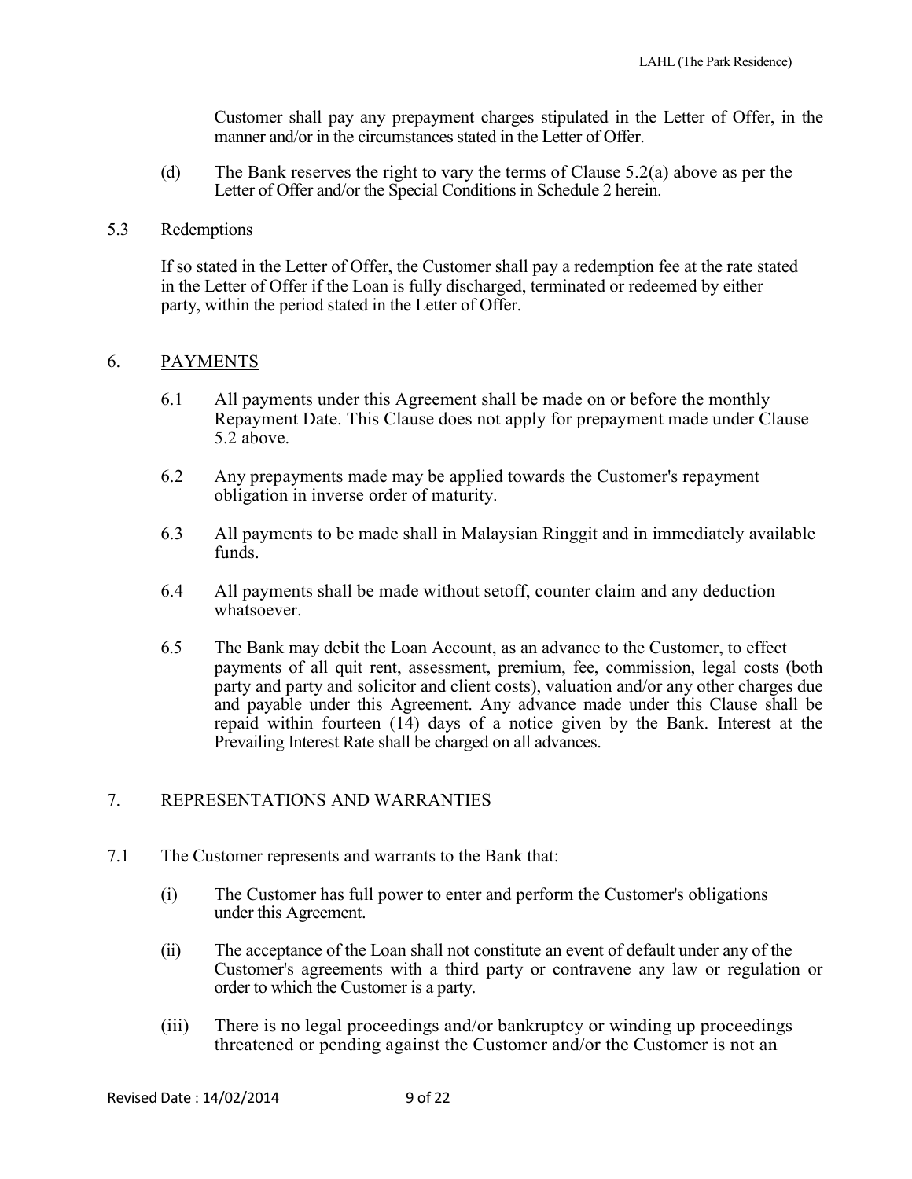Customer shall pay any prepayment charges stipulated in the Letter of Offer, in the manner and/or in the circumstances stated in the Letter of Offer.

(d) The Bank reserves the right to vary the terms of Clause 5.2(a) above as per the Letter of Offer and/or the Special Conditions in Schedule 2 herein.

5.3 Redemptions

If so stated in the Letter of Offer, the Customer shall pay a redemption fee at the rate stated in the Letter of Offer if the Loan is fully discharged, terminated or redeemed by either party, within the period stated in the Letter of Offer.

## 6. <u>PAYMENTS</u>

6.1 All payments under this Agreement shall be made on or before the monthly Repayment Date. This Clause does not apply for prepayment made under Clause 5.2 above.

6.2 Any prepayments made may be applied towards the Customer's repayment obligation in inverse order of maturity.

6.3 All payments to be made shall in Malaysian Ringgit and in immediately available funds.

6.4 All payments shall be made without setoff, counter claim and any deduction whatsoever.

6.5 The Bank may debit the Loan Account, as an advance to the Customer, to effect payments of all quit rent, assessment, premium, fee, commission, legal costs (both party and party and solicitor and client costs), valuation and/or any other charges due and payable under this Agreement. Any advance made under this Clause shall be repaid within fourteen (14) days of a notice given by the Bank. Interest at the Prevailing Interest Rate shall be charged on all advances.

## 7. REPRESENTATIONS AND WARRANTIES

7.1 The Customer represents and warrants to the Bank that:

(i) The Customer has full power to enter and perform the Customer's obligations under this Agreement.

(ii) The acceptance of the Loan shall not constitute an event of default under any of the Customer's agreements with a third party or contravene any law or regulation or order to which the Customer is a party.

(iii) There is no legal proceedings and/or bankruptcy or winding up proceedings threatened or pending against the Customer and/or the Customer is not an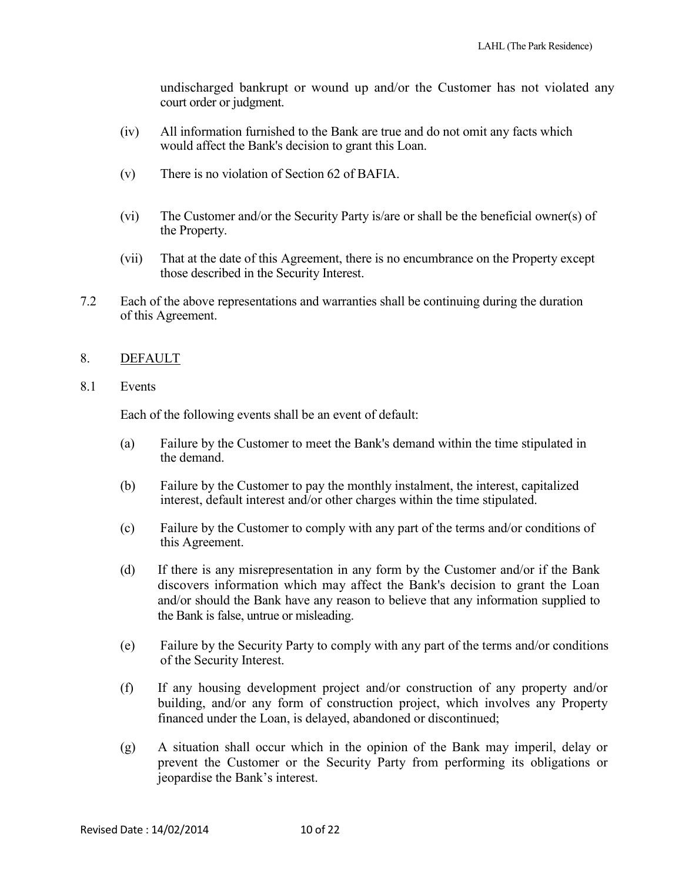undischarged bankrupt or wound up and/or the Customer has not violated any court order or judgment.

(iv) All information furnished to the Bank are true and do not omit any facts which would affect the Bank's decision to grant this Loan.

(v) There is no violation of Section 62 of BAFIA.

(vi) The Customer and/or the Security Party is/are or shall be the beneficial owner(s) of the Property.

(vii) That at the date of this Agreement, there is no encumbrance on the Property except those described in the Security Interest.

7.2 Each of the above representations and warranties shall be continuing during the duration of this Agreement.

## 8. DEFAULT

8.1 Events

Each of the following events shall be an event of default:

(a) Failure by the Customer to meet the Bank's demand within the time stipulated in the demand.

(b) Failure by the Customer to pay the monthly instalment, the interest, capitalized interest, default interest and/or other charges within the time stipulated.

(c) Failure by the Customer to comply with any part of the terms and/or conditions of this Agreement.

(d) If there is any misrepresentation in any form by the Customer and/or if the Bank discovers information which may affect the Bank's decision to grant the Loan and/or should the Bank have any reason to believe that any information supplied to the Bank is false, untrue or misleading.

(e) Failure by the Security Party to comply with any part of the terms and/or conditions of the Security Interest.

(f) If any housing development project and/or construction of any property and/or building, and/or any form of construction project, which involves any Property financed under the Loan, is delayed, abandoned or discontinued;

(g) A situation shall occur which in the opinion of the Bank may imperil, delay or prevent the Customer or the Security Party from performing its obligations or jeopardise the Bank's interest.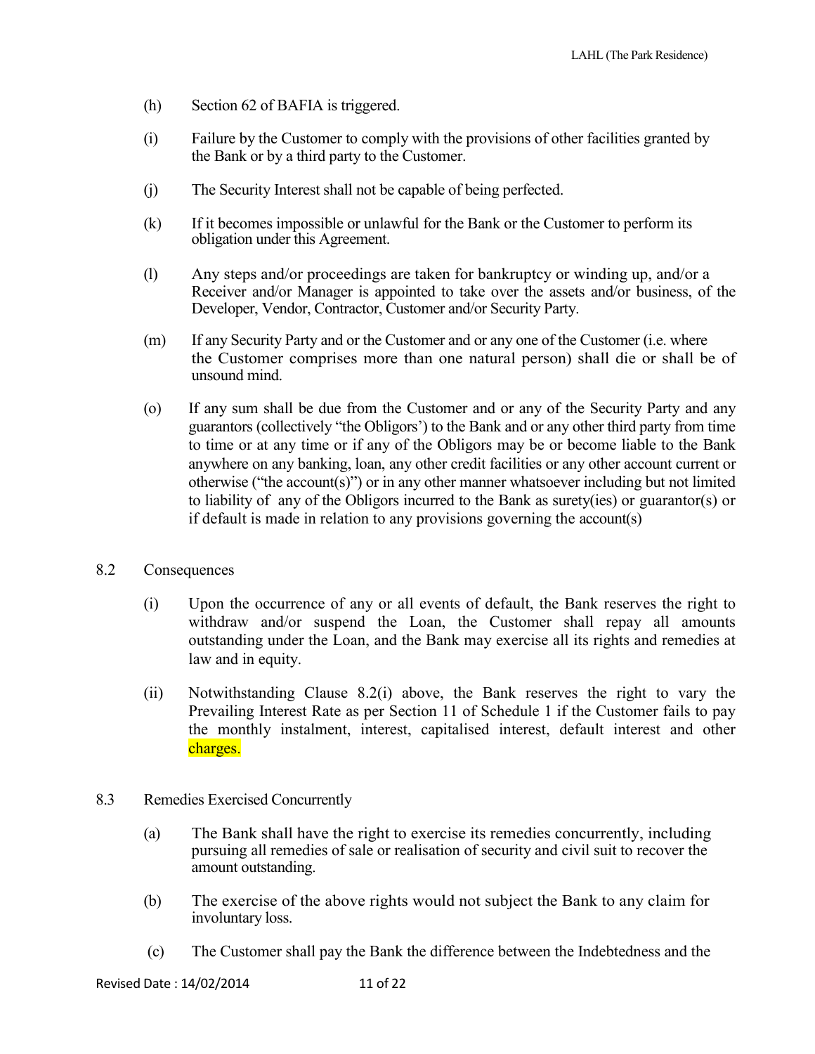(h) Section 62 of BAFIA is triggered.

(i) Failure by the Customer to comply with the provisions of other facilities granted by the Bank or by a third party to the Customer.

(j) The Security Interest shall not be capable of being perfected.

(k) If it becomes impossible or unlawful for the Bank or the Customer to perform its obligation under this Agreement.

(l) Any steps and/or proceedings are taken for bankruptcy or winding up, and/or a Receiver and/or Manager is appointed to take over the assets and/or business, of the Developer, Vendor, Contractor, Customer and/or Security Party.

(m) If any Security Party and or the Customer and or any one of the Customer (i.e. where the Customer comprises more than one natural person) shall die or shall be of unsound mind.

(o) If any sum shall be due from the Customer and or any of the Security Party and any guarantors (collectively "the Obligors') to the Bank and or any other third party from time to time or at any time or if any of the Obligors may be or become liable to the Bank anywhere on any banking, loan, any other credit facilities or any other account current or otherwise ("the account(s)") or in any other manner whatsoever including but not limited to liability of any of the Obligors incurred to the Bank as surety(ies) or guarantor(s) or if default is made in relation to any provisions governing the account(s)

8.2 Consequences

(i) Upon the occurrence of any or all events of default, the Bank reserves the right to withdraw and/or suspend the Loan, the Customer shall repay all amounts outstanding under the Loan, and the Bank may exercise all its rights and remedies at law and in equity.

(ii) Notwithstanding Clause 8.2(i) above, the Bank reserves the right to vary the Prevailing Interest Rate as per Section 11 of Schedule 1 if the Customer fails to pay the monthly instalment, interest, capitalised interest, default interest and other charges.

8.3 Remedies Exercised Concurrently

(a) The Bank shall have the right to exercise its remedies concurrently, including pursuing all remedies of sale or realisation of security and civil suit to recover the amount outstanding.

(b) The exercise of the above rights would not subject the Bank to any claim for involuntary loss.

(c) The Customer shall pay the Bank the difference between the Indebtedness and the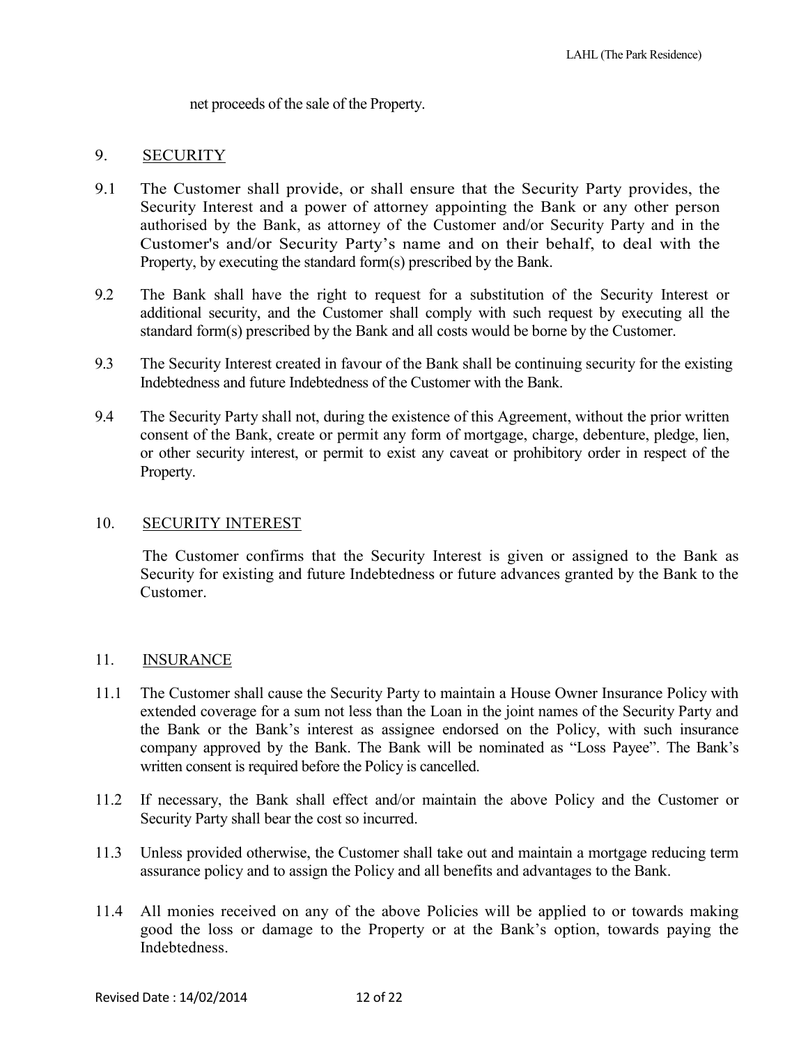net proceeds of the sale of the Property.

## 9. SECURITY

9.1 The Customer shall provide, or shall ensure that the Security Party provides, the Security Interest and a power of attorney appointing the Bank or any other person authorised by the Bank, as attorney of the Customer and/or Security Party and in the Customer's and/or Security Party's name and on their behalf, to deal with the Property, by executing the standard form(s) prescribed by the Bank.

9.2 The Bank shall have the right to request for a substitution of the Security Interest or additional security, and the Customer shall comply with such request by executing all the standard form(s) prescribed by the Bank and all costs would be borne by the Customer.

9.3 The Security Interest created in favour of the Bank shall be continuing security for the existing Indebtedness and future Indebtedness of the Customer with the Bank.

9.4 The Security Party shall not, during the existence of this Agreement, without the prior written consent of the Bank, create or permit any form of mortgage, charge, debenture, pledge, lien, or other security interest, or permit to exist any caveat or prohibitory order in respect of the Property.

## 10. SECURITY INTEREST

The Customer confirms that the Security Interest is given or assigned to the Bank as Security for existing and future Indebtedness or future advances granted by the Bank to the Customer.

## 11. INSURANCE

11.1 The Customer shall cause the Security Party to maintain a House Owner Insurance Policy with extended coverage for a sum not less than the Loan in the joint names of the Security Party and the Bank or the Bank's interest as assignee endorsed on the Policy, with such insurance company approved by the Bank. The Bank will be nominated as "Loss Payee". The Bank's written consent is required before the Policy is cancelled.

11.2 If necessary, the Bank shall effect and/or maintain the above Policy and the Customer or Security Party shall bear the cost so incurred.

11.3 Unless provided otherwise, the Customer shall take out and maintain a mortgage reducing term assurance policy and to assign the Policy and all benefits and advantages to the Bank.

11.4 All monies received on any of the above Policies will be applied to or towards making good the loss or damage to the Property or at the Bank's option, towards paying the Indebtedness.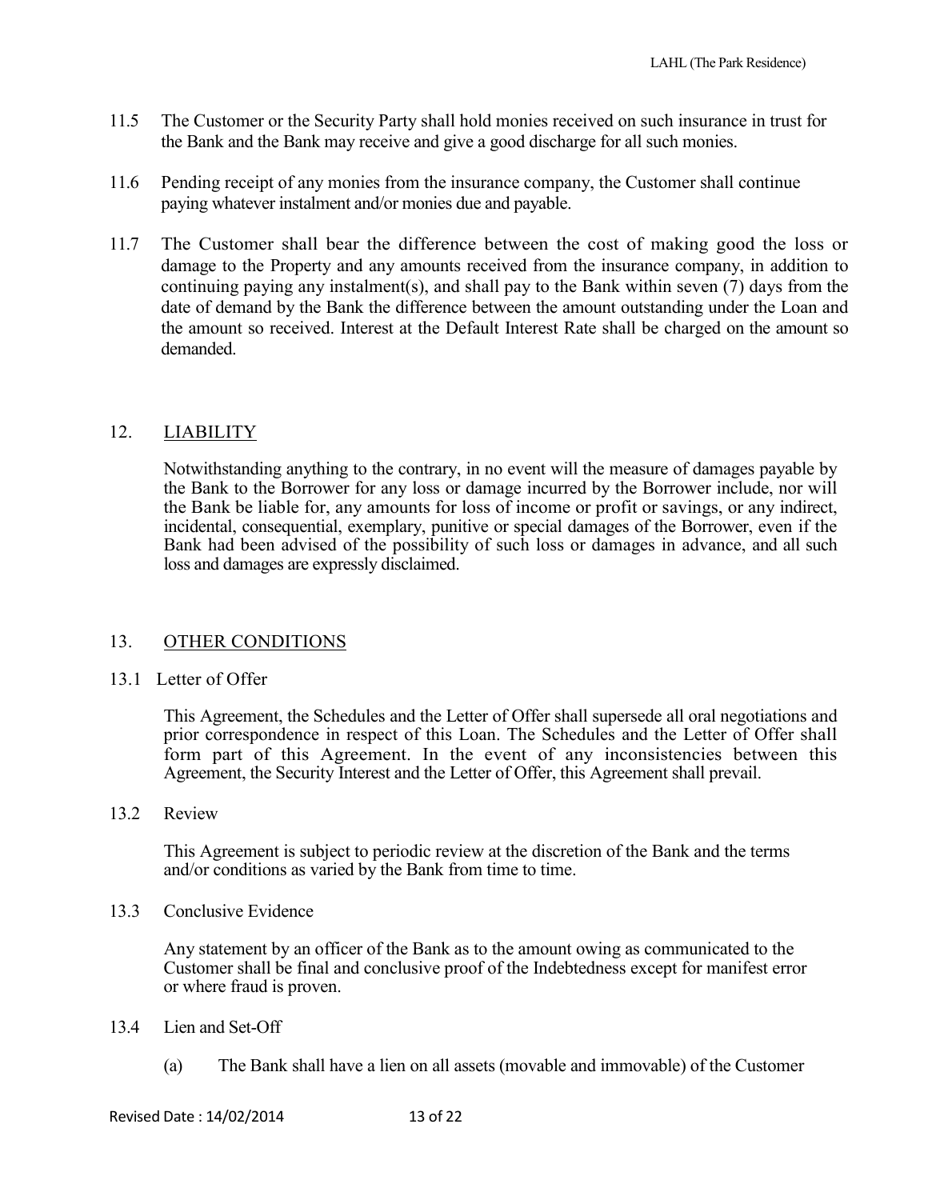11.5 The Customer or the Security Party shall hold monies received on such insurance in trust for the Bank and the Bank may receive and give a good discharge for all such monies.

11.6 Pending receipt of any monies from the insurance company, the Customer shall continue paying whatever instalment and/or monies due and payable.

11.7 The Customer shall bear the difference between the cost of making good the loss or damage to the Property and any amounts received from the insurance company, in addition to continuing paying any instalment(s), and shall pay to the Bank within seven (7) days from the date of demand by the Bank the difference between the amount outstanding under the Loan and the amount so received. Interest at the Default Interest Rate shall be charged on the amount so demanded.

## 12. LIABILITY

Notwithstanding anything to the contrary, in no event will the measure of damages payable by the Bank to the Borrower for any loss or damage incurred by the Borrower include, nor will the Bank be liable for, any amounts for loss of income or profit or savings, or any indirect, incidental, consequential, exemplary, punitive or special damages of the Borrower, even if the Bank had been advised of the possibility of such loss or damages in advance, and all such loss and damages are expressly disclaimed.

## 13. OTHER CONDITIONS

13.1 Letter of Offer

This Agreement, the Schedules and the Letter of Offer shall supersede all oral negotiations and prior correspondence in respect of this Loan. The Schedules and the Letter of Offer shall form part of this Agreement. In the event of any inconsistencies between this Agreement, the Security Interest and the Letter of Offer, this Agreement shall prevail.

13.2 Review

This Agreement is subject to periodic review at the discretion of the Bank and the terms and/or conditions as varied by the Bank from time to time.

13.3 Conclusive Evidence

Any statement by an officer of the Bank as to the amount owing as communicated to the Customer shall be final and conclusive proof of the Indebtedness except for manifest error or where fraud is proven.

13.4 Lien and Set-Off

(a) The Bank shall have a lien on all assets (movable and immovable) of the Customer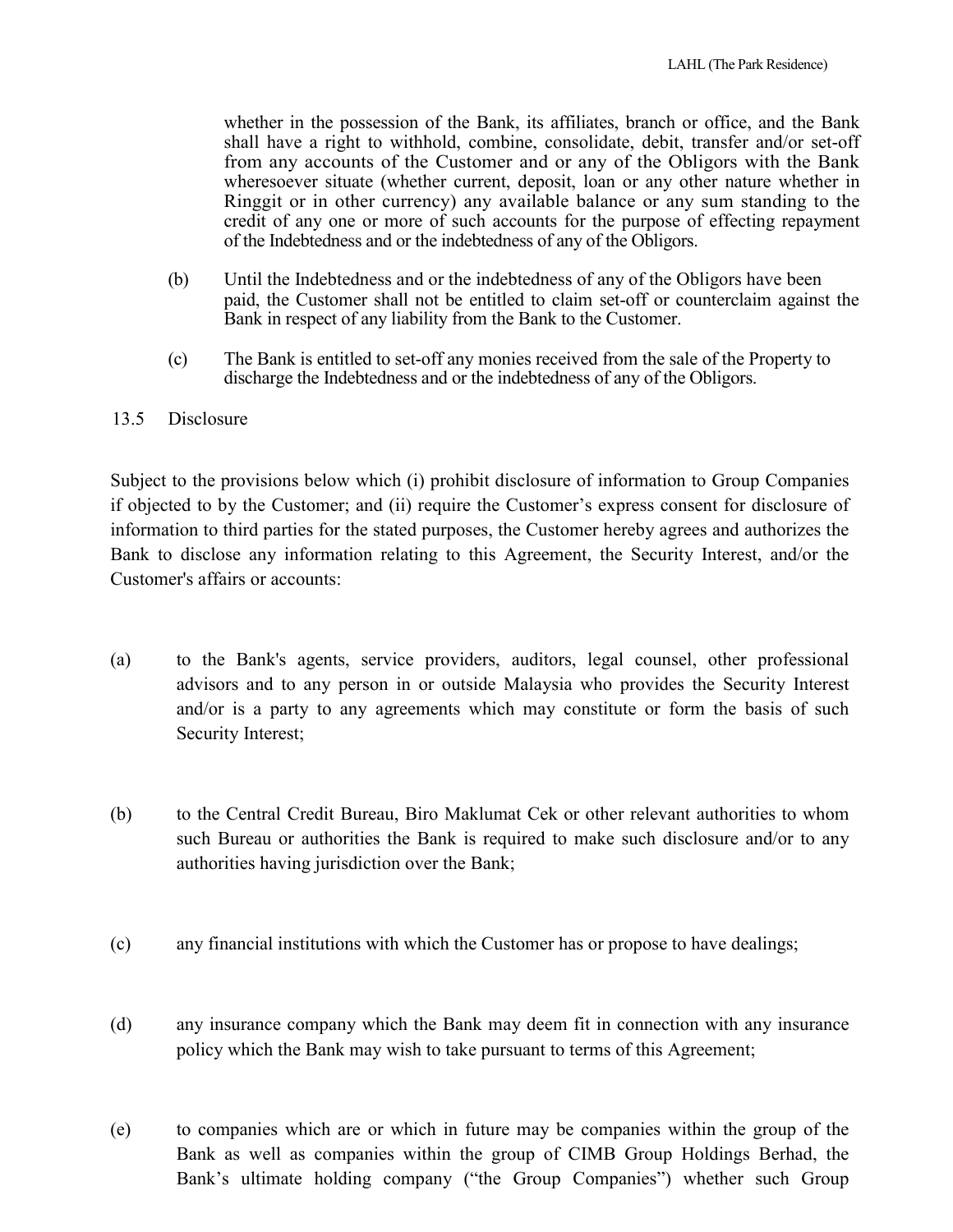whether in the possession of the Bank, its affiliates, branch or office, and the Bank shall have a right to withhold, combine, consolidate, debit, transfer and/or set-off from any accounts of the Customer and or any of the Obligors with the Bank wheresoever situate (whether current, deposit, loan or any other nature whether in Ringgit or in other currency) any available balance or any sum standing to the credit of any one or more of such accounts for the purpose of effecting repayment of the Indebtedness and or the indebtedness of any of the Obligors.

(b) Until the Indebtedness and or the indebtedness of any of the Obligors have been paid, the Customer shall not be entitled to claim set-off or counterclaim against the Bank in respect of any liability from the Bank to the Customer.

(c) The Bank is entitled to set-off any monies received from the sale of the Property to discharge the Indebtedness and or the indebtedness of any of the Obligors.

13.5 Disclosure

Subject to the provisions below which (i) prohibit disclosure of information to Group Companies if objected to by the Customer; and (ii) require the Customer's express consent for disclosure of information to third parties for the stated purposes, the Customer hereby agrees and authorizes the Bank to disclose any information relating to this Agreement, the Security Interest, and/or the Customer's affairs or accounts:

(a) to the Bank's agents, service providers, auditors, legal counsel, other professional advisors and to any person in or outside Malaysia who provides the Security Interest and/or is a party to any agreements which may constitute or form the basis of such Security Interest;

(b) to the Central Credit Bureau, Biro Maklumat Cek or other relevant authorities to whom such Bureau or authorities the Bank is required to make such disclosure and/or to any authorities having jurisdiction over the Bank;

(c) any financial institutions with which the Customer has or propose to have dealings;

(d) any insurance company which the Bank may deem fit in connection with any insurance policy which the Bank may wish to take pursuant to terms of this Agreement;

(e) to companies which are or which in future may be companies within the group of the Bank as well as companies within the group of CIMB Group Holdings Berhad, the Bank's ultimate holding company ("the Group Companies") whether such Group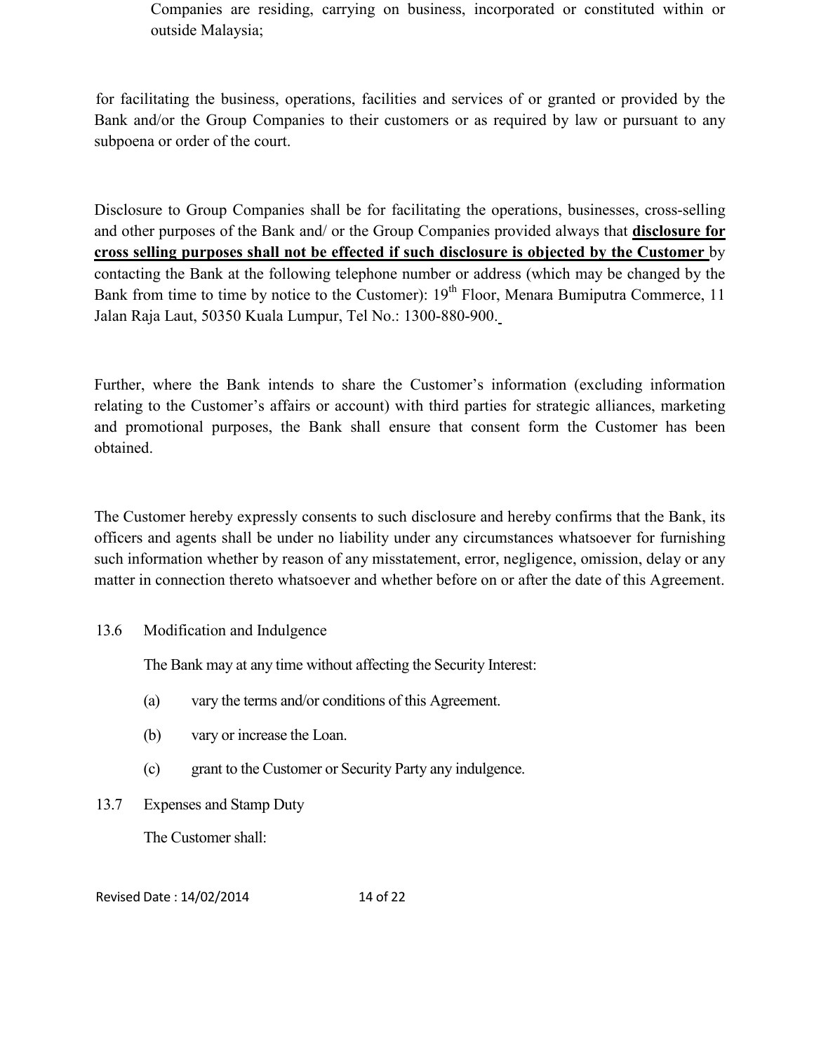Companies are residing, carrying on business, incorporated or constituted within or outside Malaysia;

for facilitating the business, operations, facilities and services of or granted or provided by the Bank and/or the Group Companies to their customers or as required by law or pursuant to any subpoena or order of the court.

Disclosure to Group Companies shall be for facilitating the operations, businesses, cross-selling and other purposes of the Bank and/ or the Group Companies provided always that **disclosure for cross selling purposes shall not be effected if such disclosure is objected by the Customer** by contacting the Bank at the following telephone number or address (which may be changed by the Bank from time to time by notice to the Customer): 19th Floor, Menara Bumiputra Commerce, 11 Jalan Raja Laut, 50350 Kuala Lumpur, Tel No.: 1300-880-900.

Further, where the Bank intends to share the Customer's information (excluding information relating to the Customer's affairs or account) with third parties for strategic alliances, marketing and promotional purposes, the Bank shall ensure that consent form the Customer has been obtained.

The Customer hereby expressly consents to such disclosure and hereby confirms that the Bank, its officers and agents shall be under no liability under any circumstances whatsoever for furnishing such information whether by reason of any misstatement, error, negligence, omission, delay or any matter in connection thereto whatsoever and whether before on or after the date of this Agreement.

13.6 Modification and Indulgence

The Bank may at any time without affecting the Security Interest:

(a) vary the terms and/or conditions of this Agreement.

(b) vary or increase the Loan.

(c) grant to the Customer or Security Party any indulgence.

13.7 Expenses and Stamp Duty

The Customer shall: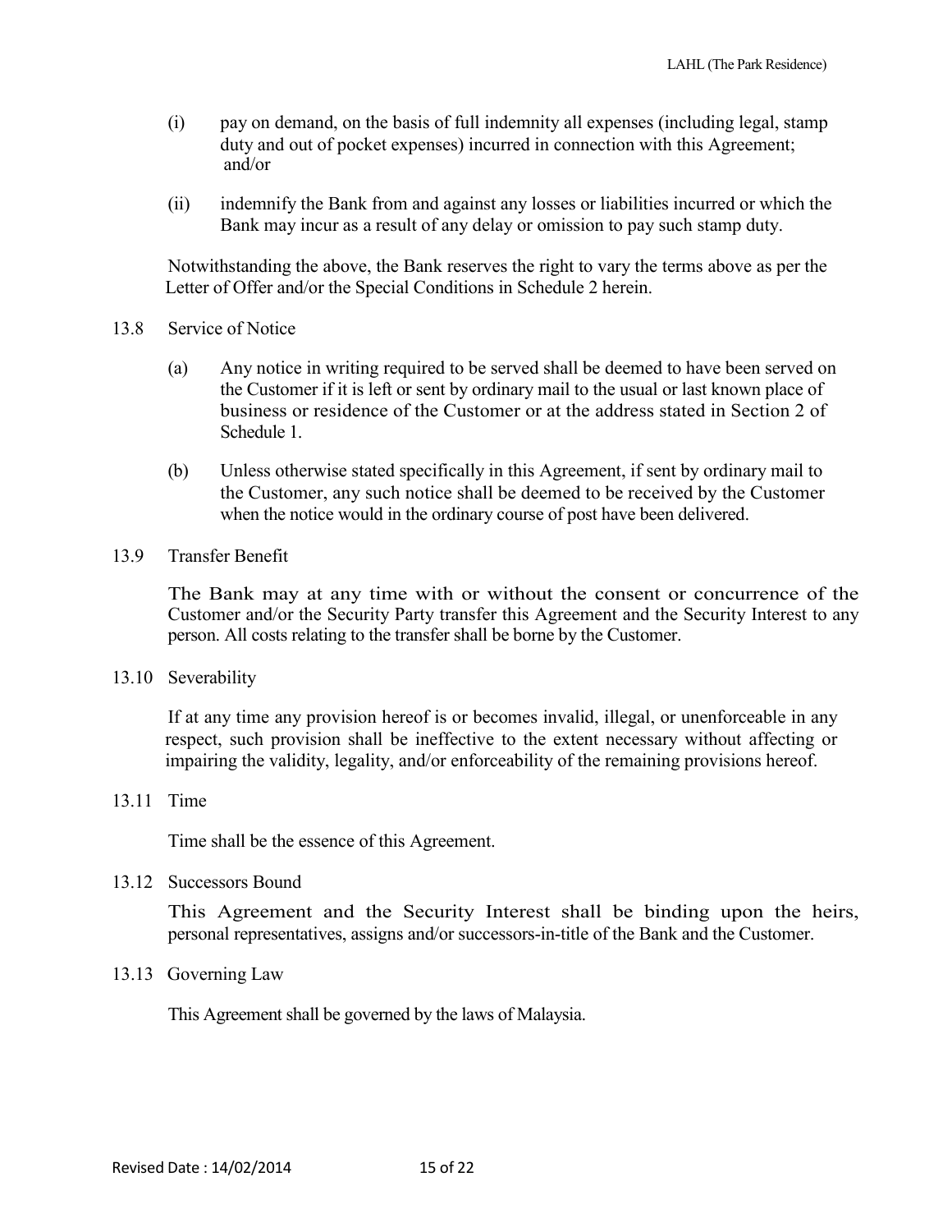(i) pay on demand, on the basis of full indemnity all expenses (including legal, stamp duty and out of pocket expenses) incurred in connection with this Agreement; and/or

(ii) indemnify the Bank from and against any losses or liabilities incurred or which the Bank may incur as a result of any delay or omission to pay such stamp duty.

Notwithstanding the above, the Bank reserves the right to vary the terms above as per the Letter of Offer and/or the Special Conditions in Schedule 2 herein.

13.8 Service of Notice

(a) Any notice in writing required to be served shall be deemed to have been served on the Customer if it is left or sent by ordinary mail to the usual or last known place of business or residence of the Customer or at the address stated in Section 2 of Schedule 1.

(b) Unless otherwise stated specifically in this Agreement, if sent by ordinary mail to the Customer, any such notice shall be deemed to be received by the Customer when the notice would in the ordinary course of post have been delivered.

13.9 Transfer Benefit

The Bank may at any time with or without the consent or concurrence of the Customer and/or the Security Party transfer this Agreement and the Security Interest to any person. All costs relating to the transfer shall be borne by the Customer.

13.10 Severability

If at any time any provision hereof is or becomes invalid, illegal, or unenforceable in any respect, such provision shall be ineffective to the extent necessary without affecting or impairing the validity, legality, and/or enforceability of the remaining provisions hereof.

13.11 Time

Time shall be the essence of this Agreement.

13.12 Successors Bound

This Agreement and the Security Interest shall be binding upon the heirs, personal representatives, assigns and/or successors-in-title of the Bank and the Customer.

13.13 Governing Law

This Agreement shall be governed by the laws of Malaysia.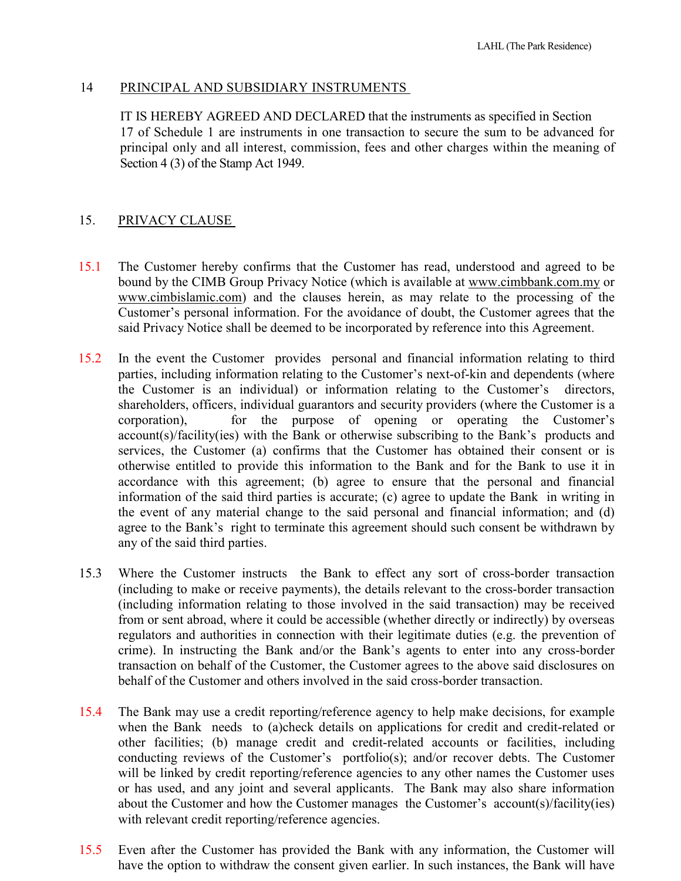## 14 PRINCIPAL AND SUBSIDIARY INSTRUMENTS

IT IS HEREBY AGREED AND DECLARED that the instruments as specified in Section 17 of Schedule 1 are instruments in one transaction to secure the sum to be advanced for principal only and all interest, commission, fees and other charges within the meaning of Section 4 (3) of the Stamp Act 1949.

## 15. PRIVACY CLAUSE

15.1 The Customer hereby confirms that the Customer has read, understood and agreed to be bound by the CIMB Group Privacy Notice (which is available at www.cimbbank.com.my or www.cimbislamic.com) and the clauses herein, as may relate to the processing of the Customer's personal information. For the avoidance of doubt, the Customer agrees that the said Privacy Notice shall be deemed to be incorporated by reference into this Agreement.

15.2 In the event the Customer provides personal and financial information relating to third parties, including information relating to the Customer's next-of-kin and dependents (where the Customer is an individual) or information relating to the Customer's directors, shareholders, officers, individual guarantors and security providers (where the Customer is a corporation), for the purpose of opening or operating the Customer's account(s)/facility(ies) with the Bank or otherwise subscribing to the Bank's products and services, the Customer (a) confirms that the Customer has obtained their consent or is otherwise entitled to provide this information to the Bank and for the Bank to use it in accordance with this agreement; (b) agree to ensure that the personal and financial information of the said third parties is accurate; (c) agree to update the Bank in writing in the event of any material change to the said personal and financial information; and (d) agree to the Bank's right to terminate this agreement should such consent be withdrawn by any of the said third parties.

15.3 Where the Customer instructs the Bank to effect any sort of cross-border transaction (including to make or receive payments), the details relevant to the cross-border transaction (including information relating to those involved in the said transaction) may be received from or sent abroad, where it could be accessible (whether directly or indirectly) by overseas regulators and authorities in connection with their legitimate duties (e.g. the prevention of crime). In instructing the Bank and/or the Bank's agents to enter into any cross-border transaction on behalf of the Customer, the Customer agrees to the above said disclosures on behalf of the Customer and others involved in the said cross-border transaction.

15.4 The Bank may use a credit reporting/reference agency to help make decisions, for example when the Bank needs to (a)check details on applications for credit and credit-related or other facilities; (b) manage credit and credit-related accounts or facilities, including conducting reviews of the Customer's portfolio(s); and/or recover debts. The Customer will be linked by credit reporting/reference agencies to any other names the Customer uses or has used, and any joint and several applicants. The Bank may also share information about the Customer and how the Customer manages the Customer's account(s)/facility(ies) with relevant credit reporting/reference agencies.

15.5 Even after the Customer has provided the Bank with any information, the Customer will have the option to withdraw the consent given earlier. In such instances, the Bank will have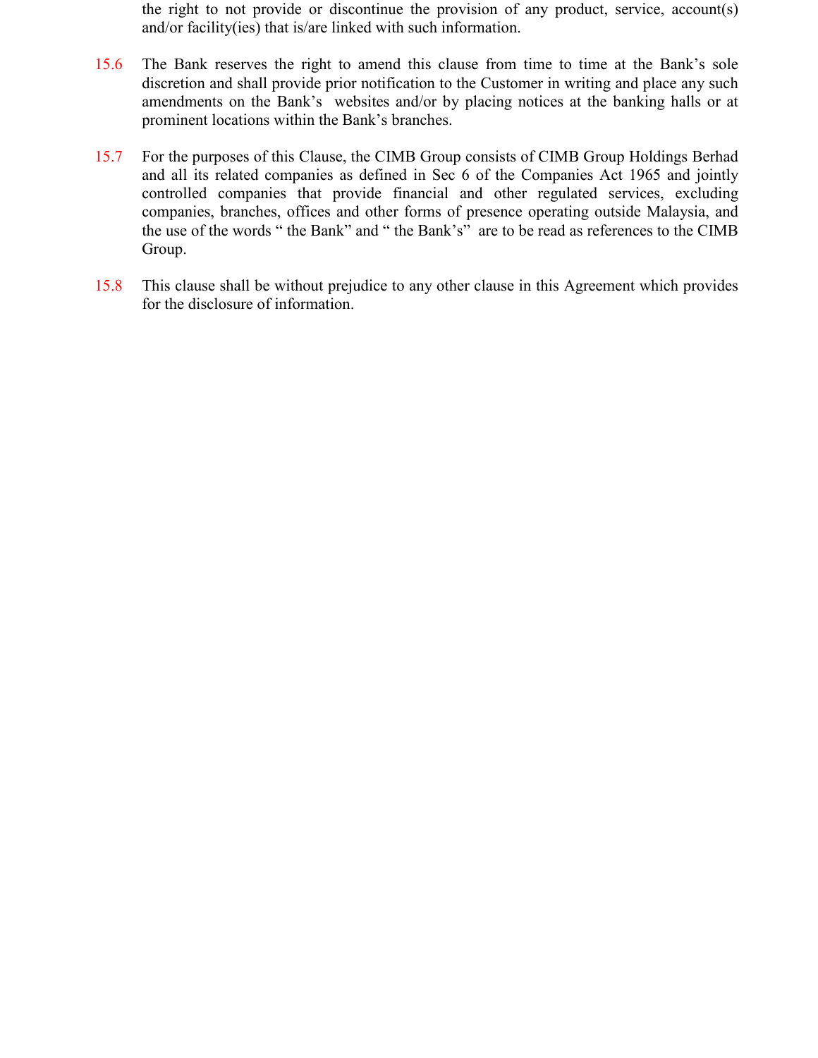the right to not provide or discontinue the provision of any product, service, account(s) and/or facility(ies) that is/are linked with such information.

15.6 The Bank reserves the right to amend this clause from time to time at the Bank's sole discretion and shall provide prior notification to the Customer in writing and place any such amendments on the Bank's websites and/or by placing notices at the banking halls or at prominent locations within the Bank's branches.

15.7 For the purposes of this Clause, the CIMB Group consists of CIMB Group Holdings Berhad and all its related companies as defined in Sec 6 of the Companies Act 1965 and jointly controlled companies that provide financial and other regulated services, excluding companies, branches, offices and other forms of presence operating outside Malaysia, and the use of the words " the Bank" and " the Bank's" are to be read as references to the CIMB Group.

15.8 This clause shall be without prejudice to any other clause in this Agreement which provides for the disclosure of information.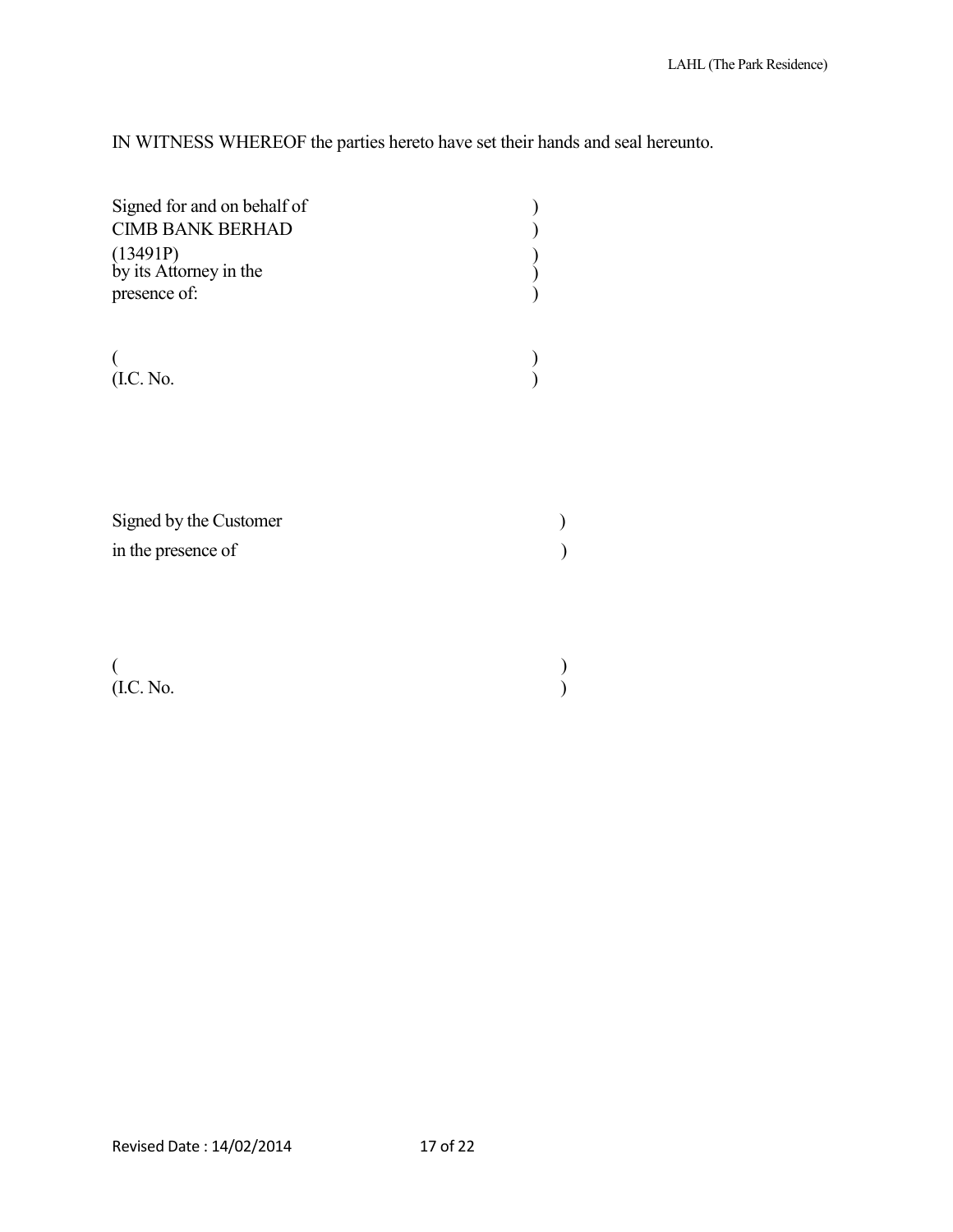IN WITNESS WHEREOF the parties hereto have set their hands and seal hereunto.

Signed for and on behalf of )
CIMB BANK BERHAD )
(13491P) )
by its Attorney in the )
presence of: )

( )
(I.C. No. )

Signed by the Customer )
in the presence of )

( )
(I.C. No. )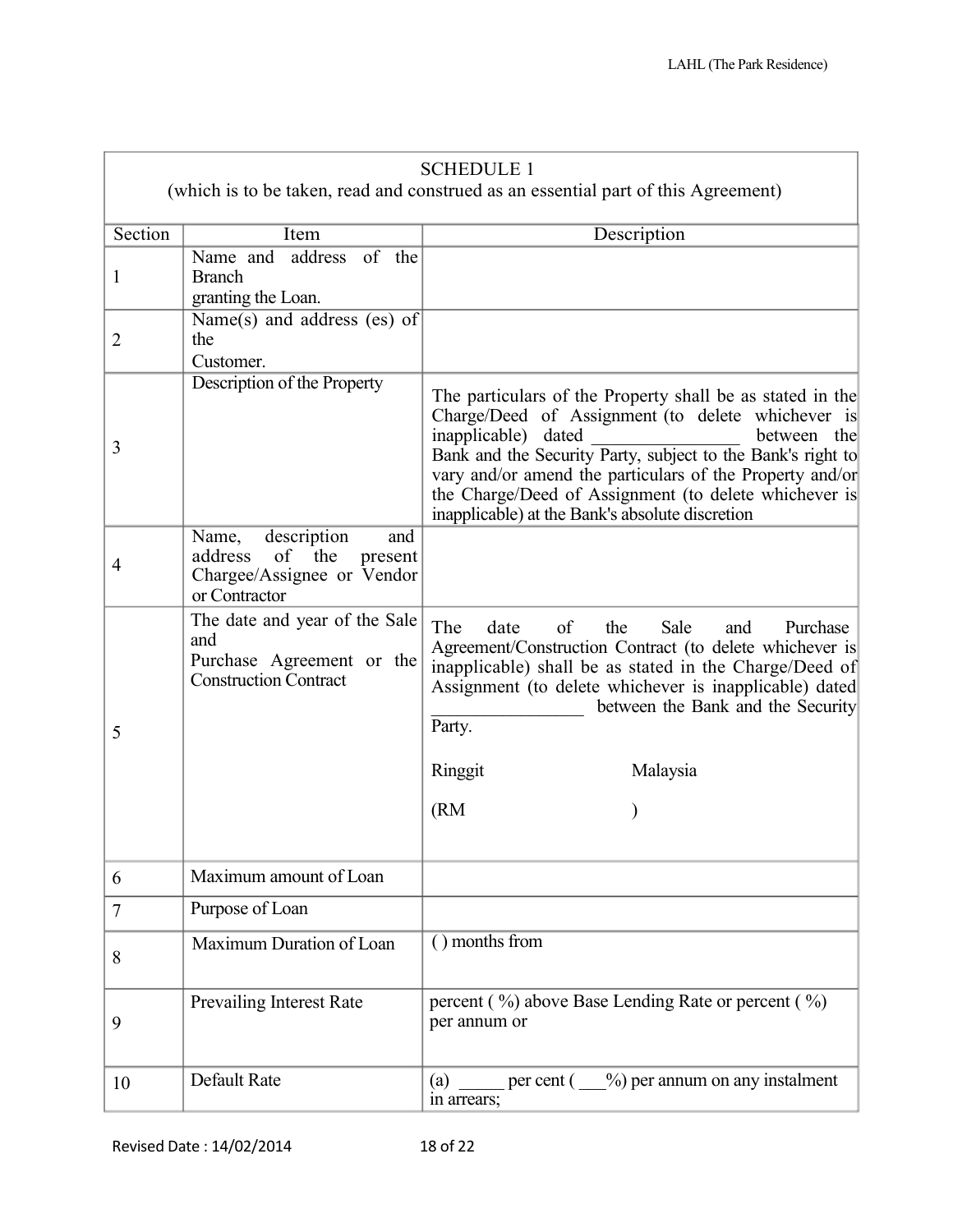| SCHEDULE 1 (which is to be taken, read and construed as an essential part of this Agreement) | | |
|---|---|---|
| Section | Item | Description |
| 1 | Name and address of the Branch granting the Loan. | |
| 2 | Name(s) and address (es) of the Customer. | |
| 3 | Description of the Property | The particulars of the Property shall be as stated in the Charge/Deed of Assignment (to delete whichever is inapplicable) dated _______________ between the Bank and the Security Party, subject to the Bank's right to vary and/or amend the particulars of the Property and/or the Charge/Deed of Assignment (to delete whichever is inapplicable) at the Bank's absolute discretion |
| 4 | Name, description and address of the present Chargee/Assignee or Vendor or Contractor | |
| 5 | The date and year of the Sale and Purchase Agreement or the Construction Contract | The date of the Sale and Purchase Agreement/Construction Contract (to delete whichever is inapplicable) shall be as stated in the Charge/Deed of Assignment (to delete whichever is inapplicable) dated ________________ between the Bank and the Security Party.<br><br>Ringgit Malaysia<br><br>(RM ) |
| 6 | Maximum amount of Loan | |
| 7 | Purpose of Loan | |
| 8 | Maximum Duration of Loan | ( ) months from |
| 9 | Prevailing Interest Rate | percent ( %) above Base Lending Rate or percent ( %) per annum or |
| 10 | Default Rate | (a) _____ per cent ( ___%) per annum on any instalment in arrears; |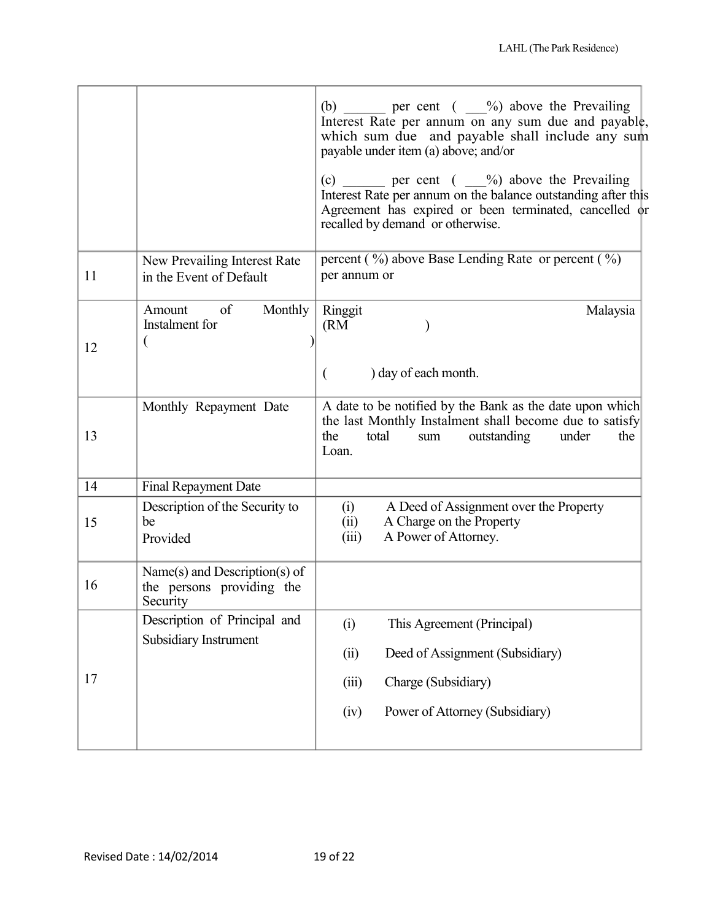| | | |
|---|---|---|
| | | (b) ______ per cent ( ___%) above the Prevailing Interest Rate per annum on any sum due and payable, which sum due and payable shall include any sum payable under item (a) above; and/or<br><br>(c) ______ per cent ( ___%) above the Prevailing Interest Rate per annum on the balance outstanding after this Agreement has expired or been terminated, cancelled or recalled by demand or otherwise. |
| 11 | New Prevailing Interest Rate in the Event of Default | percent ( %) above Base Lending Rate or percent ( %) per annum or |
| 12 | Amount of Monthly Instalment for ( ) | Ringgit Malaysia (RM )<br><br>( ) day of each month. |
| 13 | Monthly Repayment Date | A date to be notified by the Bank as the date upon which the last Monthly Instalment shall become due to satisfy the total sum outstanding under the Loan. |
| 14 | Final Repayment Date | |
| 15 | Description of the Security to be Provided | (i) A Deed of Assignment over the Property<br>(ii) A Charge on the Property<br>(iii) A Power of Attorney. |
| 16 | Name(s) and Description(s) of the persons providing the Security | |
| 17 | Description of Principal and Subsidiary Instrument | (i) This Agreement (Principal)<br><br>(ii) Deed of Assignment (Subsidiary)<br><br>(iii) Charge (Subsidiary)<br><br>(iv) Power of Attorney (Subsidiary) |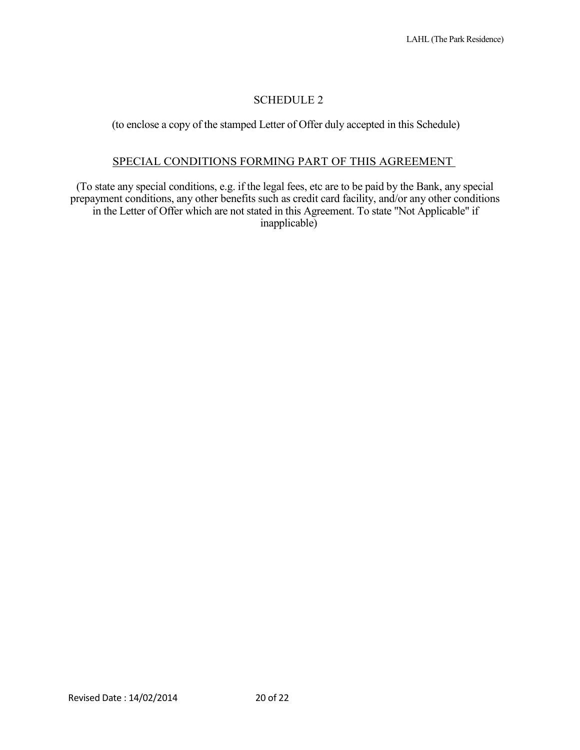# SCHEDULE 2

(to enclose a copy of the stamped Letter of Offer duly accepted in this Schedule)

## SPECIAL CONDITIONS FORMING PART OF THIS AGREEMENT

(To state any special conditions, e.g. if the legal fees, etc are to be paid by the Bank, any special prepayment conditions, any other benefits such as credit card facility, and/or any other conditions in the Letter of Offer which are not stated in this Agreement. To state "Not Applicable" if inapplicable)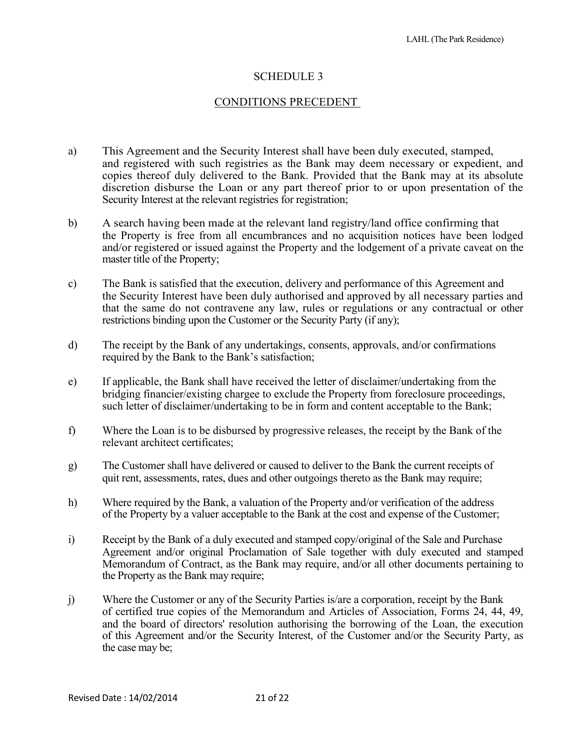# SCHEDULE 3

## CONDITIONS PRECEDENT

a) This Agreement and the Security Interest shall have been duly executed, stamped, and registered with such registries as the Bank may deem necessary or expedient, and copies thereof duly delivered to the Bank. Provided that the Bank may at its absolute discretion disburse the Loan or any part thereof prior to or upon presentation of the Security Interest at the relevant registries for registration;

b) A search having been made at the relevant land registry/land office confirming that the Property is free from all encumbrances and no acquisition notices have been lodged and/or registered or issued against the Property and the lodgement of a private caveat on the master title of the Property;

c) The Bank is satisfied that the execution, delivery and performance of this Agreement and the Security Interest have been duly authorised and approved by all necessary parties and that the same do not contravene any law, rules or regulations or any contractual or other restrictions binding upon the Customer or the Security Party (if any);

d) The receipt by the Bank of any undertakings, consents, approvals, and/or confirmations required by the Bank to the Bank's satisfaction;

e) If applicable, the Bank shall have received the letter of disclaimer/undertaking from the bridging financier/existing chargee to exclude the Property from foreclosure proceedings, such letter of disclaimer/undertaking to be in form and content acceptable to the Bank;

f) Where the Loan is to be disbursed by progressive releases, the receipt by the Bank of the relevant architect certificates;

g) The Customer shall have delivered or caused to deliver to the Bank the current receipts of quit rent, assessments, rates, dues and other outgoings thereto as the Bank may require;

h) Where required by the Bank, a valuation of the Property and/or verification of the address of the Property by a valuer acceptable to the Bank at the cost and expense of the Customer;

i) Receipt by the Bank of a duly executed and stamped copy/original of the Sale and Purchase Agreement and/or original Proclamation of Sale together with duly executed and stamped Memorandum of Contract, as the Bank may require, and/or all other documents pertaining to the Property as the Bank may require;

j) Where the Customer or any of the Security Parties is/are a corporation, receipt by the Bank of certified true copies of the Memorandum and Articles of Association, Forms 24, 44, 49, and the board of directors' resolution authorising the borrowing of the Loan, the execution of this Agreement and/or the Security Interest, of the Customer and/or the Security Party, as the case may be;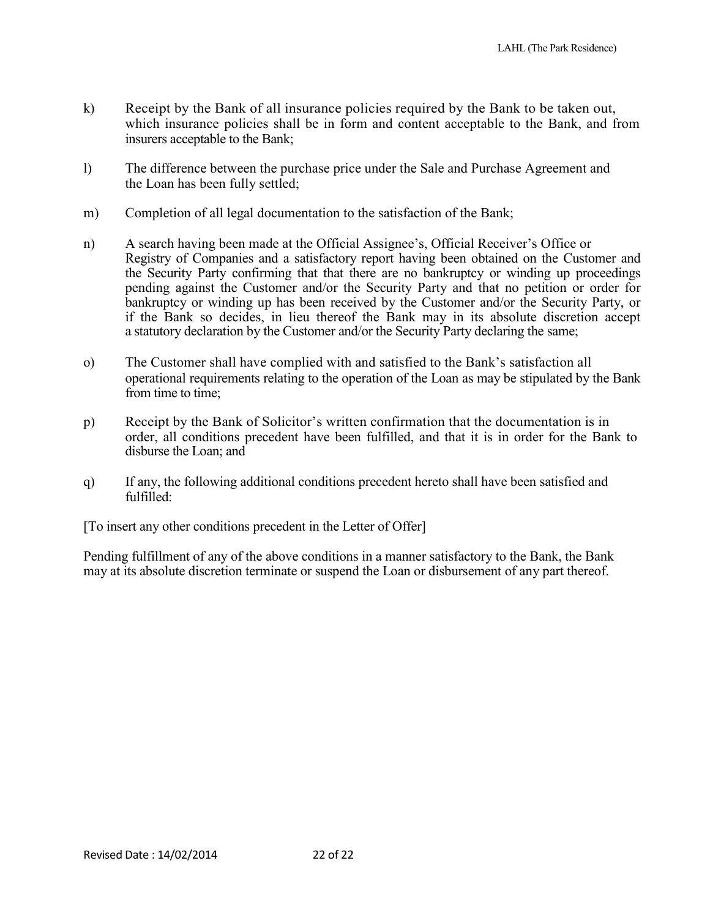k) Receipt by the Bank of all insurance policies required by the Bank to be taken out, which insurance policies shall be in form and content acceptable to the Bank, and from insurers acceptable to the Bank;

l) The difference between the purchase price under the Sale and Purchase Agreement and the Loan has been fully settled;

m) Completion of all legal documentation to the satisfaction of the Bank;

n) A search having been made at the Official Assignee's, Official Receiver's Office or Registry of Companies and a satisfactory report having been obtained on the Customer and the Security Party confirming that that there are no bankruptcy or winding up proceedings pending against the Customer and/or the Security Party and that no petition or order for bankruptcy or winding up has been received by the Customer and/or the Security Party, or if the Bank so decides, in lieu thereof the Bank may in its absolute discretion accept a statutory declaration by the Customer and/or the Security Party declaring the same;

o) The Customer shall have complied with and satisfied to the Bank's satisfaction all operational requirements relating to the operation of the Loan as may be stipulated by the Bank from time to time;

p) Receipt by the Bank of Solicitor's written confirmation that the documentation is in order, all conditions precedent have been fulfilled, and that it is in order for the Bank to disburse the Loan; and

q) If any, the following additional conditions precedent hereto shall have been satisfied and fulfilled:

[To insert any other conditions precedent in the Letter of Offer]

Pending fulfillment of any of the above conditions in a manner satisfactory to the Bank, the Bank may at its absolute discretion terminate or suspend the Loan or disbursement of any part thereof.